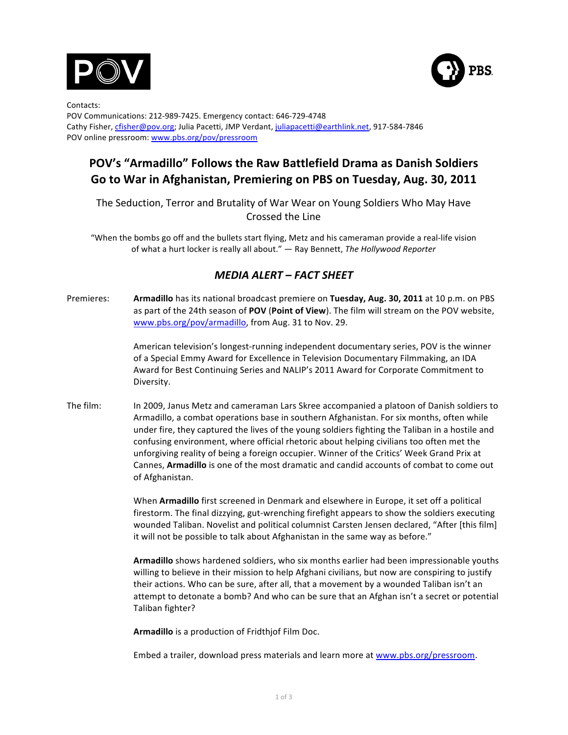Contacts:
POV Communications: 212-989-7425. Emergency contact: 646-729-4748
Cathy Fisher, cfisher@pov.org; Julia Pacetti, JMP Verdant, juliapacetti@earthlink.net, 917-584-7846
POV online pressroom: www.pbs.org/pov/pressroom

# POV's "Armadillo" Follows the Raw Battlefield Drama as Danish Soldiers Go to War in Afghanistan, Premiering on PBS on Tuesday, Aug. 30, 2011

The Seduction, Terror and Brutality of War Wear on Young Soldiers Who May Have Crossed the Line

"When the bombs go off and the bullets start flying, Metz and his cameraman provide a real-life vision of what a hurt locker is really all about." — Ray Bennett, *The Hollywood Reporter*

## *MEDIA ALERT – FACT SHEET*

Premieres: **Armadillo** has its national broadcast premiere on **Tuesday, Aug. 30, 2011** at 10 p.m. on PBS as part of the 24th season of **POV** (**Point of View**). The film will stream on the POV website, www.pbs.org/pov/armadillo, from Aug. 31 to Nov. 29.

American television's longest-running independent documentary series, POV is the winner of a Special Emmy Award for Excellence in Television Documentary Filmmaking, an IDA Award for Best Continuing Series and NALIP's 2011 Award for Corporate Commitment to Diversity.

The film: In 2009, Janus Metz and cameraman Lars Skree accompanied a platoon of Danish soldiers to Armadillo, a combat operations base in southern Afghanistan. For six months, often while under fire, they captured the lives of the young soldiers fighting the Taliban in a hostile and confusing environment, where official rhetoric about helping civilians too often met the unforgiving reality of being a foreign occupier. Winner of the Critics' Week Grand Prix at Cannes, **Armadillo** is one of the most dramatic and candid accounts of combat to come out of Afghanistan.

When **Armadillo** first screened in Denmark and elsewhere in Europe, it set off a political firestorm. The final dizzying, gut-wrenching firefight appears to show the soldiers executing wounded Taliban. Novelist and political columnist Carsten Jensen declared, "After [this film] it will not be possible to talk about Afghanistan in the same way as before."

**Armadillo** shows hardened soldiers, who six months earlier had been impressionable youths willing to believe in their mission to help Afghani civilians, but now are conspiring to justify their actions. Who can be sure, after all, that a movement by a wounded Taliban isn't an attempt to detonate a bomb? And who can be sure that an Afghan isn't a secret or potential Taliban fighter?

**Armadillo** is a production of Fridthjof Film Doc.

Embed a trailer, download press materials and learn more at www.pbs.org/pressroom.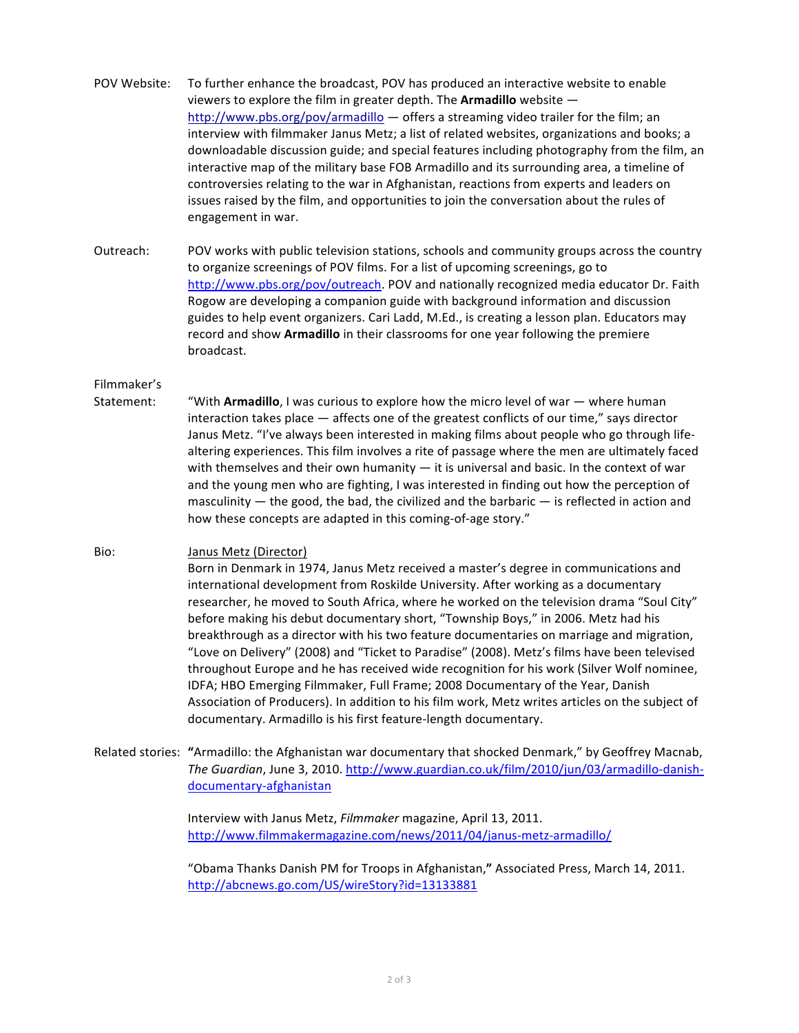**POV Website:** To further enhance the broadcast, POV has produced an interactive website to enable viewers to explore the film in greater depth. The **Armadillo** website — http://www.pbs.org/pov/armadillo — offers a streaming video trailer for the film; an interview with filmmaker Janus Metz; a list of related websites, organizations and books; a downloadable discussion guide; and special features including photography from the film, an interactive map of the military base FOB Armadillo and its surrounding area, a timeline of controversies relating to the war in Afghanistan, reactions from experts and leaders on issues raised by the film, and opportunities to join the conversation about the rules of engagement in war.

**Outreach:** POV works with public television stations, schools and community groups across the country to organize screenings of POV films. For a list of upcoming screenings, go to http://www.pbs.org/pov/outreach. POV and nationally recognized media educator Dr. Faith Rogow are developing a companion guide with background information and discussion guides to help event organizers. Cari Ladd, M.Ed., is creating a lesson plan. Educators may record and show **Armadillo** in their classrooms for one year following the premiere broadcast.

**Filmmaker's Statement:** "With **Armadillo**, I was curious to explore how the micro level of war — where human interaction takes place — affects one of the greatest conflicts of our time," says director Janus Metz. "I've always been interested in making films about people who go through life-altering experiences. This film involves a rite of passage where the men are ultimately faced with themselves and their own humanity — it is universal and basic. In the context of war and the young men who are fighting, I was interested in finding out how the perception of masculinity — the good, the bad, the civilized and the barbaric — is reflected in action and how these concepts are adapted in this coming-of-age story."

**Bio:** Janus Metz (Director)

Born in Denmark in 1974, Janus Metz received a master's degree in communications and international development from Roskilde University. After working as a documentary researcher, he moved to South Africa, where he worked on the television drama "Soul City" before making his debut documentary short, "Township Boys," in 2006. Metz had his breakthrough as a director with his two feature documentaries on marriage and migration, "Love on Delivery" (2008) and "Ticket to Paradise" (2008). Metz's films have been televised throughout Europe and he has received wide recognition for his work (Silver Wolf nominee, IDFA; HBO Emerging Filmmaker, Full Frame; 2008 Documentary of the Year, Danish Association of Producers). In addition to his film work, Metz writes articles on the subject of documentary. Armadillo is his first feature-length documentary.

**Related stories:** "Armadillo: the Afghanistan war documentary that shocked Denmark," by Geoffrey Macnab, *The Guardian*, June 3, 2010. http://www.guardian.co.uk/film/2010/jun/03/armadillo-danish-documentary-afghanistan

Interview with Janus Metz, *Filmmaker* magazine, April 13, 2011. http://www.filmmakermagazine.com/news/2011/04/janus-metz-armadillo/

"Obama Thanks Danish PM for Troops in Afghanistan," Associated Press, March 14, 2011. http://abcnews.go.com/US/wireStory?id=13133881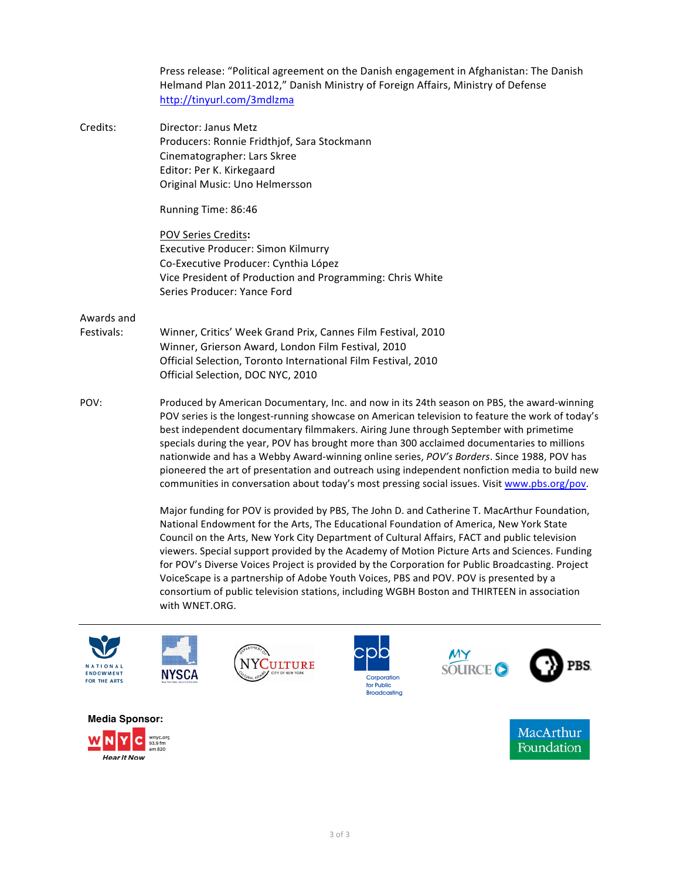Press release: "Political agreement on the Danish engagement in Afghanistan: The Danish Helmand Plan 2011-2012," Danish Ministry of Foreign Affairs, Ministry of Defense http://tinyurl.com/3mdlzma

**Credits:**

Director: Janus Metz
Producers: Ronnie Fridthjof, Sara Stockmann
Cinematographer: Lars Skree
Editor: Per K. Kirkegaard
Original Music: Uno Helmersson

Running Time: 86:46

POV Series Credits**:**
Executive Producer: Simon Kilmurry
Co-Executive Producer: Cynthia López
Vice President of Production and Programming: Chris White
Series Producer: Yance Ford

**Awards and Festivals:**

Winner, Critics' Week Grand Prix, Cannes Film Festival, 2010
Winner, Grierson Award, London Film Festival, 2010
Official Selection, Toronto International Film Festival, 2010
Official Selection, DOC NYC, 2010

**POV:**

Produced by American Documentary, Inc. and now in its 24th season on PBS, the award-winning POV series is the longest-running showcase on American television to feature the work of today's best independent documentary filmmakers. Airing June through September with primetime specials during the year, POV has brought more than 300 acclaimed documentaries to millions nationwide and has a Webby Award-winning online series, *POV's Borders*. Since 1988, POV has pioneered the art of presentation and outreach using independent nonfiction media to build new communities in conversation about today's most pressing social issues. Visit www.pbs.org/pov.

Major funding for POV is provided by PBS, The John D. and Catherine T. MacArthur Foundation, National Endowment for the Arts, The Educational Foundation of America, New York State Council on the Arts, New York City Department of Cultural Affairs, FACT and public television viewers. Special support provided by the Academy of Motion Picture Arts and Sciences. Funding for POV's Diverse Voices Project is provided by the Corporation for Public Broadcasting. Project VoiceScape is a partnership of Adobe Youth Voices, PBS and POV. POV is presented by a consortium of public television stations, including WGBH Boston and THIRTEEN in association with WNET.ORG.

**Media Sponsor:**